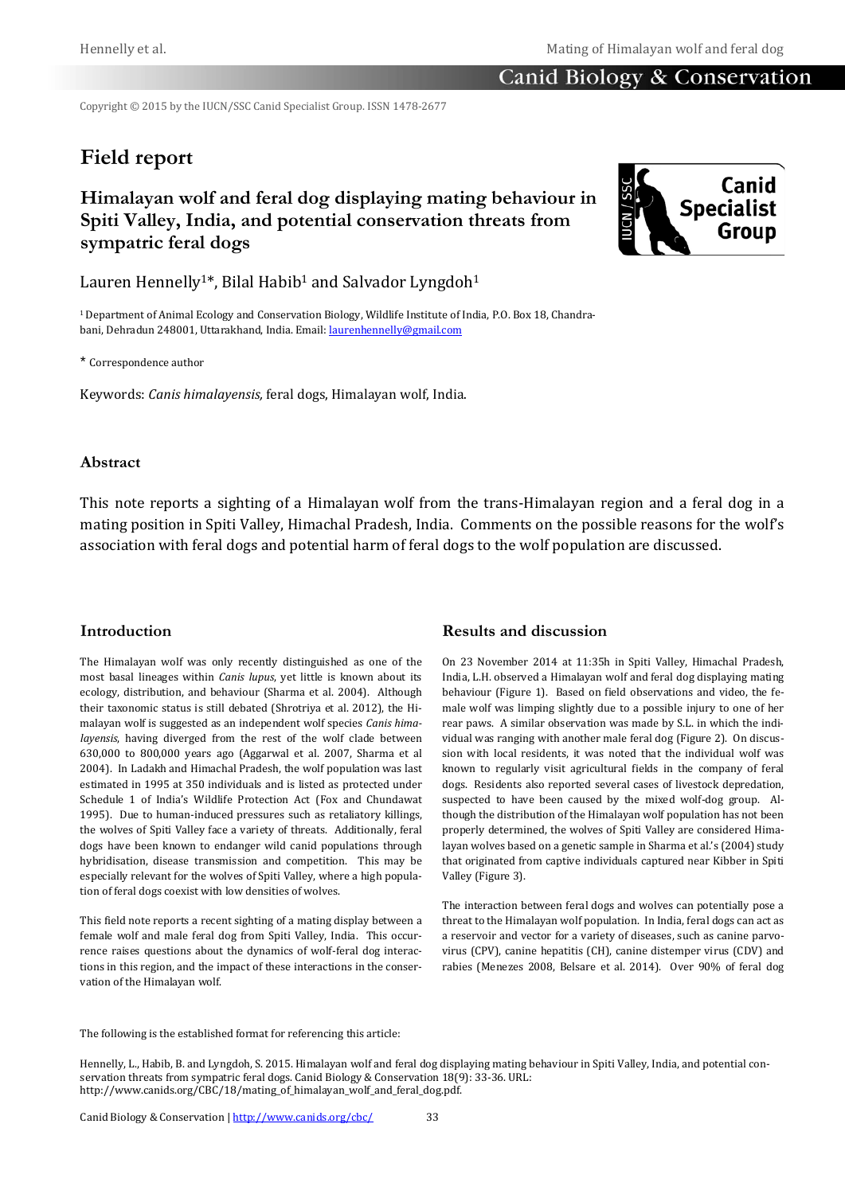Copyright © 2015 by the IUCN/SSC Canid Specialist Group. ISSN 1478-2677

# Field report

## Himalayan wolf and feral dog displaying mating behaviour in Spiti Valley, India, and potential conservation threats from sympatric feral dogs

Lauren Hennelly[1]*, Bilal Habib[1] and Salvador Lyngdoh[1]

[1] Department of Animal Ecology and Conservation Biology, Wildlife Institute of India, P.O. Box 18, Chandrabani, Dehradun 248001, Uttarakhand, India. Email: laurenhennelly@gmail.com

* Correspondence author

Keywords: *Canis himalayensis,* feral dogs, Himalayan wolf, India.

### Abstract

This note reports a sighting of a Himalayan wolf from the trans-Himalayan region and a feral dog in a mating position in Spiti Valley, Himachal Pradesh, India. Comments on the possible reasons for the wolf's association with feral dogs and potential harm of feral dogs to the wolf population are discussed.

### Introduction

The Himalayan wolf was only recently distinguished as one of the most basal lineages within *Canis lupus*, yet little is known about its ecology, distribution, and behaviour (Sharma et al. 2004). Although their taxonomic status is still debated (Shrotriya et al. 2012), the Himalayan wolf is suggested as an independent wolf species *Canis himalayensis*, having diverged from the rest of the wolf clade between 630,000 to 800,000 years ago (Aggarwal et al. 2007, Sharma et al 2004). In Ladakh and Himachal Pradesh, the wolf population was last estimated in 1995 at 350 individuals and is listed as protected under Schedule 1 of India's Wildlife Protection Act (Fox and Chundawat 1995). Due to human-induced pressures such as retaliatory killings, the wolves of Spiti Valley face a variety of threats. Additionally, feral dogs have been known to endanger wild canid populations through hybridisation, disease transmission and competition. This may be especially relevant for the wolves of Spiti Valley, where a high population of feral dogs coexist with low densities of wolves.

This field note reports a recent sighting of a mating display between a female wolf and male feral dog from Spiti Valley, India. This occurrence raises questions about the dynamics of wolf-feral dog interactions in this region, and the impact of these interactions in the conservation of the Himalayan wolf.

### Results and discussion

On 23 November 2014 at 11:35h in Spiti Valley, Himachal Pradesh, India, L.H. observed a Himalayan wolf and feral dog displaying mating behaviour (Figure 1). Based on field observations and video, the female wolf was limping slightly due to a possible injury to one of her rear paws. A similar observation was made by S.L. in which the individual was ranging with another male feral dog (Figure 2). On discussion with local residents, it was noted that the individual wolf was known to regularly visit agricultural fields in the company of feral dogs. Residents also reported several cases of livestock depredation, suspected to have been caused by the mixed wolf-dog group. Although the distribution of the Himalayan wolf population has not been properly determined, the wolves of Spiti Valley are considered Himalayan wolves based on a genetic sample in Sharma et al.'s (2004) study that originated from captive individuals captured near Kibber in Spiti Valley (Figure 3).

The interaction between feral dogs and wolves can potentially pose a threat to the Himalayan wolf population. In India, feral dogs can act as a reservoir and vector for a variety of diseases, such as canine parvovirus (CPV), canine hepatitis (CH), canine distemper virus (CDV) and rabies (Menezes 2008, Belsare et al. 2014). Over 90% of feral dog

The following is the established format for referencing this article:

Hennelly, L., Habib, B. and Lyngdoh, S. 2015. Himalayan wolf and feral dog displaying mating behaviour in Spiti Valley, India, and potential conservation threats from sympatric feral dogs. Canid Biology & Conservation 18(9): 33-36. URL: http://www.canids.org/CBC/18/mating_of_himalayan_wolf_and_feral_dog.pdf.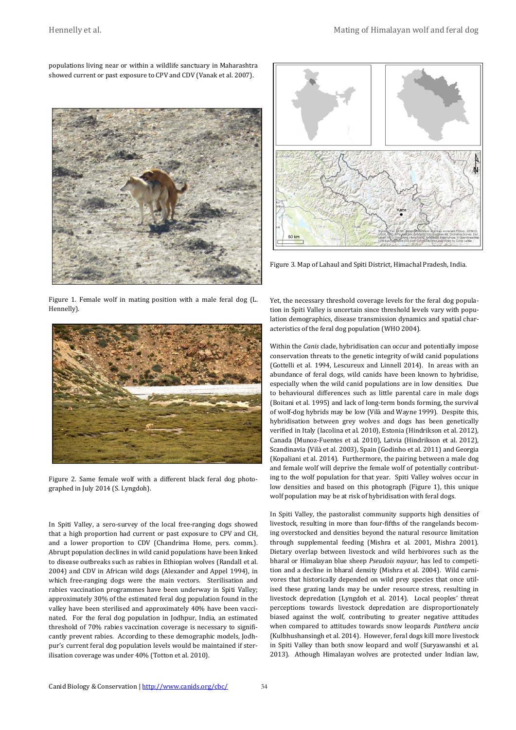populations living near or within a wildlife sanctuary in Maharashtra showed current or past exposure to CPV and CDV (Vanak et al. 2007).

Figure 1. Female wolf in mating position with a male feral dog (L. Hennelly).

Figure 2. Same female wolf with a different black feral dog photographed in July 2014 (S. Lyngdoh).

In Spiti Valley, a sero-survey of the local free-ranging dogs showed that a high proportion had current or past exposure to CPV and CH, and a lower proportion to CDV (Chandrima Home, pers. comm.). Abrupt population declines in wild canid populations have been linked to disease outbreaks such as rabies in Ethiopian wolves (Randall et al. 2004) and CDV in African wild dogs (Alexander and Appel 1994), in which free-ranging dogs were the main vectors. Sterilisation and rabies vaccination programmes have been underway in Spiti Valley; approximately 30% of the estimated feral dog population found in the valley have been sterilised and approximately 40% have been vaccinated. For the feral dog population in Jodhpur, India, an estimated threshold of 70% rabies vaccination coverage is necessary to significantly prevent rabies. According to these demographic models, Jodhpur's current feral dog population levels would be maintained if sterilisation coverage was under 40% (Totton et al. 2010).

Figure 3. Map of Lahaul and Spiti District, Himachal Pradesh, India.

Yet, the necessary threshold coverage levels for the feral dog population in Spiti Valley is uncertain since threshold levels vary with population demographics, disease transmission dynamics and spatial characteristics of the feral dog population (WHO 2004).

Within the *Canis* clade, hybridisation can occur and potentially impose conservation threats to the genetic integrity of wild canid populations (Gottelli et al. 1994, Lescureux and Linnell 2014). In areas with an abundance of feral dogs, wild canids have been known to hybridise, especially when the wild canid populations are in low densities. Due to behavioural differences such as little parental care in male dogs (Boitani et al. 1995) and lack of long-term bonds forming, the survival of wolf-dog hybrids may be low (Vilà and Wayne 1999). Despite this, hybridisation between grey wolves and dogs has been genetically verified in Italy (Iacolina et al. 2010), Estonia (Hindrikson et al. 2012), Canada (Munoz-Fuentes et al. 2010), Latvia (Hindrikson et al. 2012), Scandinavia (Vilà et al. 2003), Spain (Godinho et al. 2011) and Georgia (Kopaliani et al. 2014). Furthermore, the pairing between a male dog and female wolf will deprive the female wolf of potentially contributing to the wolf population for that year. Spiti Valley wolves occur in low densities and based on this photograph (Figure 1), this unique wolf population may be at risk of hybridisation with feral dogs.

In Spiti Valley, the pastoralist community supports high densities of livestock, resulting in more than four-fifths of the rangelands becoming overstocked and densities beyond the natural resource limitation through supplemental feeding (Mishra et al. 2001, Mishra 2001). Dietary overlap between livestock and wild herbivores such as the bharal or Himalayan blue sheep *Pseudois nayaur,* has led to competition and a decline in bharal density (Mishra et al. 2004). Wild carnivores that historically depended on wild prey species that once utilised these grazing lands may be under resource stress, resulting in livestock depredation (Lyngdoh et al. 2014). Local peoples' threat perceptions towards livestock depredation are disproportionately biased against the wolf, contributing to greater negative attitudes when compared to attitudes towards snow leopards *Panthera uncia* (Kulbhushansingh et al. 2014). However, feral dogs kill more livestock in Spiti Valley than both snow leopard and wolf (Suryawanshi et al. 2013). Athough Himalayan wolves are protected under Indian law,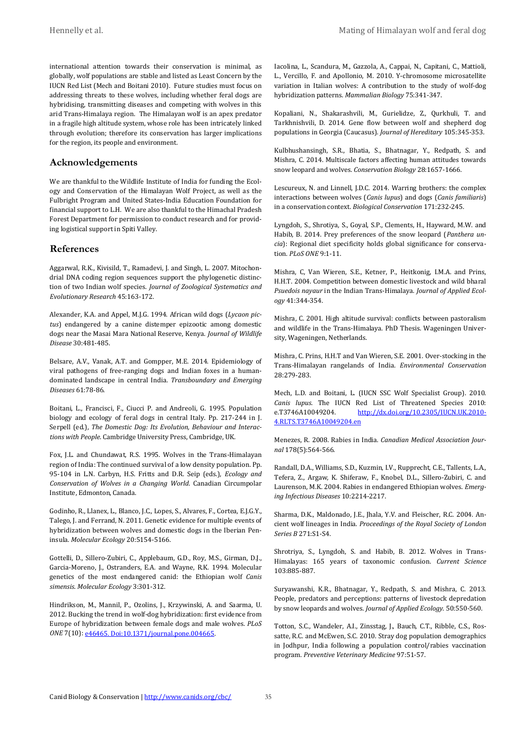international attention towards their conservation is minimal, as globally, wolf populations are stable and listed as Least Concern by the IUCN Red List (Mech and Boitani 2010). Future studies must focus on addressing threats to these wolves, including whether feral dogs are hybridising, transmitting diseases and competing with wolves in this arid Trans-Himalaya region. The Himalayan wolf is an apex predator in a fragile high altitude system, whose role has been intricately linked through evolution; therefore its conservation has larger implications for the region, its people and environment.

## Acknowledgements

We are thankful to the Wildlife Institute of India for funding the Ecology and Conservation of the Himalayan Wolf Project, as well as the Fulbright Program and United States-India Education Foundation for financial support to L.H. We are also thankful to the Himachal Pradesh Forest Department for permission to conduct research and for providing logistical support in Spiti Valley.

## References

Aggarwal, R.K., Kivisild, T., Ramadevi, J. and Singh, L. 2007. Mitochondrial DNA coding region sequences support the phylogenetic distinction of two Indian wolf species. *Journal of Zoological Systematics and Evolutionary Research* 45:163-172.

Alexander, K.A. and Appel, M.J.G. 1994. African wild dogs (*Lycaon pictus*) endangered by a canine distemper epizootic among domestic dogs near the Masai Mara National Reserve, Kenya. *Journal of Wildlife Disease* 30:481-485.

Belsare, A.V., Vanak, A.T. and Gompper, M.E. 2014. Epidemiology of viral pathogens of free-ranging dogs and Indian foxes in a human-dominated landscape in central India. *Transboundary and Emerging Diseases* 61:78-86.

Boitani, L., Francisci, F., Ciucci P. and Andreoli, G. 1995. Population biology and ecology of feral dogs in central Italy. Pp. 217-244 in J. Serpell (ed.), *The Domestic Dog: Its Evolution, Behaviour and Interactions with People*. Cambridge University Press, Cambridge, UK.

Fox, J.L. and Chundawat, R.S. 1995. Wolves in the Trans-Himalayan region of India: The continued survival of a low density population. Pp. 95-104 in L.N. Carbyn, H.S. Fritts and D.R. Seip (eds.), *Ecology and Conservation of Wolves in a Changing World*. Canadian Circumpolar Institute, Edmonton, Canada.

Godinho, R., Llanex, L., Blanco, J.C., Lopes, S., Alvares, F., Cortea, E.J.G.Y., Talego, J. and Ferrand, N. 2011. Genetic evidence for multiple events of hybridization between wolves and domestic dogs in the Iberian Peninsula. *Molecular Ecology* 20:5154-5166.

Gottelli, D., Sillero-Zubiri, C., Applebaum, G.D., Roy, M.S., Girman, D.J., Garcia-Moreno, J., Ostranders, E.A. and Wayne, R.K. 1994. Molecular genetics of the most endangered canid: the Ethiopian wolf *Canis simensis*. *Molecular Ecology* 3:301-312.

Hindrikson, M., Mannil, P., Ozolins, J., Krzywinski, A. and Saarma, U. 2012. Bucking the trend in wolf-dog hybridization: first evidence from Europe of hybridization between female dogs and male wolves. *PLoS ONE* 7(10): e46465. Doi:10.1371/journal.pone.004665.

Iacolina, L., Scandura, M., Gazzola, A., Cappai, N., Capitani, C., Mattioli, L., Vercillo, F. and Apollonio, M. 2010. Y-chromosome microsatellite variation in Italian wolves: A contribution to the study of wolf-dog hybridization patterns. *Mammalian Biology* 75:341-347.

Kopaliani, N., Shakarashvili, M., Gurielidze, Z., Qurkhuli, T. and Tarkhnishvili, D. 2014. Gene flow between wolf and shepherd dog populations in Georgia (Caucasus). *Journal of Hereditary* 105:345-353.

Kulbhushansingh, S.R., Bhatia, S., Bhatnagar, Y., Redpath, S. and Mishra, C. 2014. Multiscale factors affecting human attitudes towards snow leopard and wolves. *Conservation Biology* 28:1657-1666.

Lescureux, N. and Linnell, J.D.C. 2014. Warring brothers: the complex interactions between wolves (*Canis lupus*) and dogs (*Canis familiaris*) in a conservation context. *Biological Conservation* 171:232-245.

Lyngdoh, S., Shrotiya, S., Goyal, S.P., Clements, H., Hayward, M.W. and Habib, B. 2014. Prey preferences of the snow leopard (*Panthera uncia*): Regional diet specificity holds global significance for conservation. *PLoS ONE* 9:1-11.

Mishra, C, Van Wieren, S.E., Ketner, P., Heitkonig, I.M.A. and Prins, H.H.T. 2004. Competition between domestic livestock and wild bharal *Psuedois nayaur* in the Indian Trans-Himalaya. *Journal of Applied Ecology* 41:344-354.

Mishra, C. 2001. High altitude survival: conflicts between pastoralism and wildlife in the Trans-Himalaya. PhD Thesis. Wageningen University, Wageningen, Netherlands.

Mishra, C. Prins, H.H.T and Van Wieren, S.E. 2001. Over-stocking in the Trans-Himalayan rangelands of India. *Environmental Conservation* 28:279-283.

Mech, L.D. and Boitani, L. (IUCN SSC Wolf Specialist Group). 2010. *Canis lupus*. The IUCN Red List of Threatened Species 2010: e.T3746A10049204. http://dx.doi.org/10.2305/IUCN.UK.2010-4.RLTS.T3746A10049204.en

Menezes, R. 2008. Rabies in India. *Canadian Medical Association Journal* 178(5):564-566.

Randall, D.A., Williams, S.D., Kuzmin, I.V., Rupprecht, C.E., Tallents, L.A., Tefera, Z., Argaw, K. Shiferaw, F., Knobel, D.L., Sillero-Zubiri, C. and Laurenson, M.K. 2004. Rabies in endangered Ethiopian wolves. *Emerging Infectious Diseases* 10:2214-2217.

Sharma, D.K., Maldonado, J.E., Jhala, Y.V. and Fleischer, R.C. 2004. Ancient wolf lineages in India. *Proceedings of the Royal Society of London Series B* 271:S1-S4.

Shrotriya, S., Lyngdoh, S. and Habib, B. 2012. Wolves in Trans-Himalayas: 165 years of taxonomic confusion. *Current Science* 103:885-887.

Suryawanshi, K.R., Bhatnagar, Y., Redpath, S. and Mishra, C. 2013. People, predators and perceptions: patterns of livestock depredation by snow leopards and wolves. *Journal of Applied Ecology.* 50:550-560.

Totton, S.C., Wandeler, A.I., Zinsstag, J., Bauch, C.T., Ribble, C.S., Rossatte, R.C. and McEwen, S.C. 2010. Stray dog population demographics in Jodhpur, India following a population control/rabies vaccination program. *Preventive Veterinary Medicine* 97:51-57.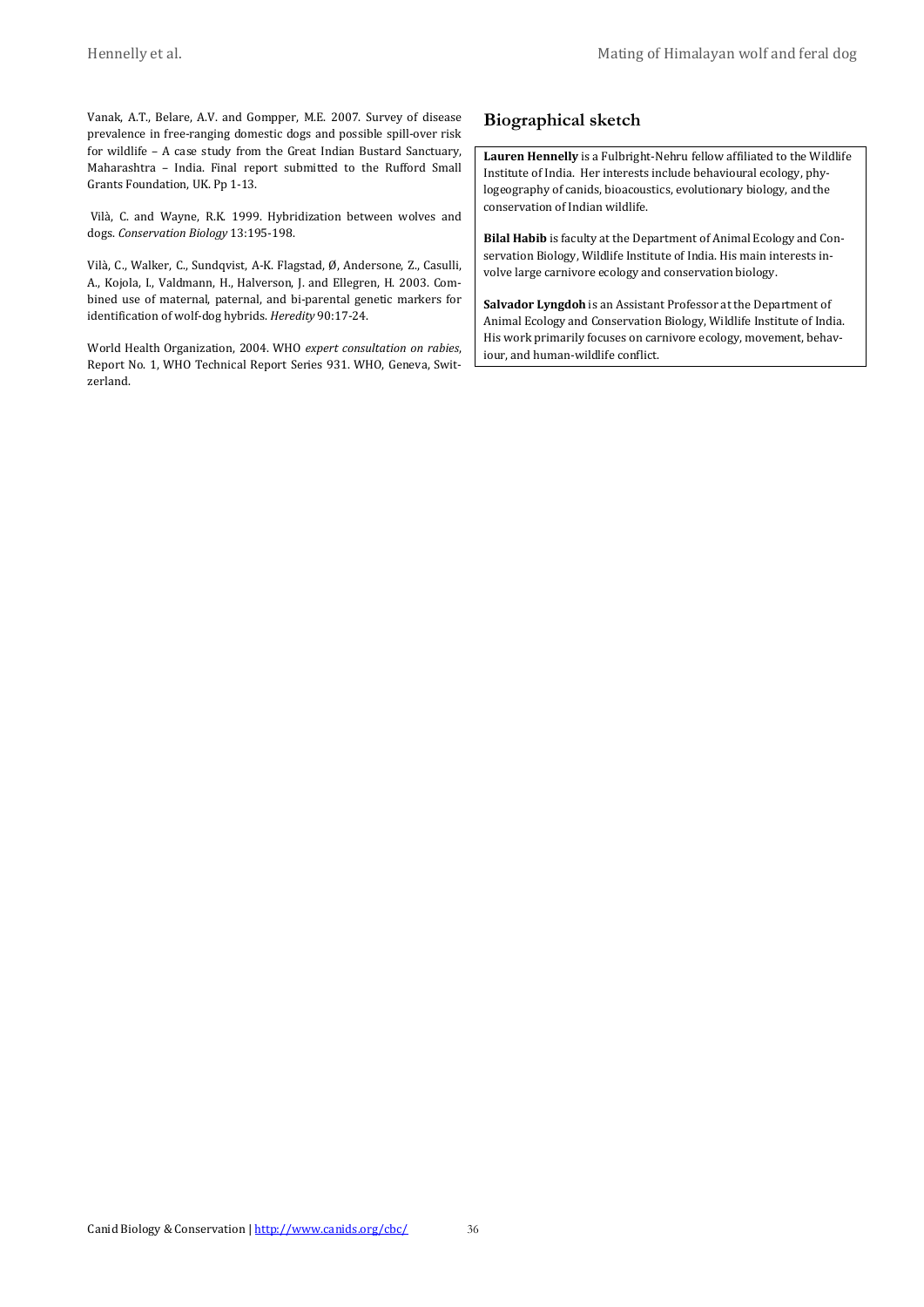Vanak, A.T., Belare, A.V. and Gompper, M.E. 2007. Survey of disease prevalence in free-ranging domestic dogs and possible spill-over risk for wildlife – A case study from the Great Indian Bustard Sanctuary, Maharashtra – India. Final report submitted to the Rufford Small Grants Foundation, UK. Pp 1-13.

Vilà, C. and Wayne, R.K. 1999. Hybridization between wolves and dogs. *Conservation Biology* 13:195-198.

Vilà, C., Walker, C., Sundqvist, A-K. Flagstad, Ø, Andersone, Z., Casulli, A., Kojola, I., Valdmann, H., Halverson, J. and Ellegren, H. 2003. Combined use of maternal, paternal, and bi-parental genetic markers for identification of wolf-dog hybrids. *Heredity* 90:17-24.

World Health Organization, 2004. WHO *expert consultation on rabies*, Report No. 1, WHO Technical Report Series 931. WHO, Geneva, Switzerland.

## Biographical sketch

**Lauren Hennelly** is a Fulbright-Nehru fellow affiliated to the Wildlife Institute of India. Her interests include behavioural ecology, phylogeography of canids, bioacoustics, evolutionary biology, and the conservation of Indian wildlife.

**Bilal Habib** is faculty at the Department of Animal Ecology and Conservation Biology, Wildlife Institute of India. His main interests involve large carnivore ecology and conservation biology.

**Salvador Lyngdoh** is an Assistant Professor at the Department of Animal Ecology and Conservation Biology, Wildlife Institute of India. His work primarily focuses on carnivore ecology, movement, behaviour, and human-wildlife conflict.